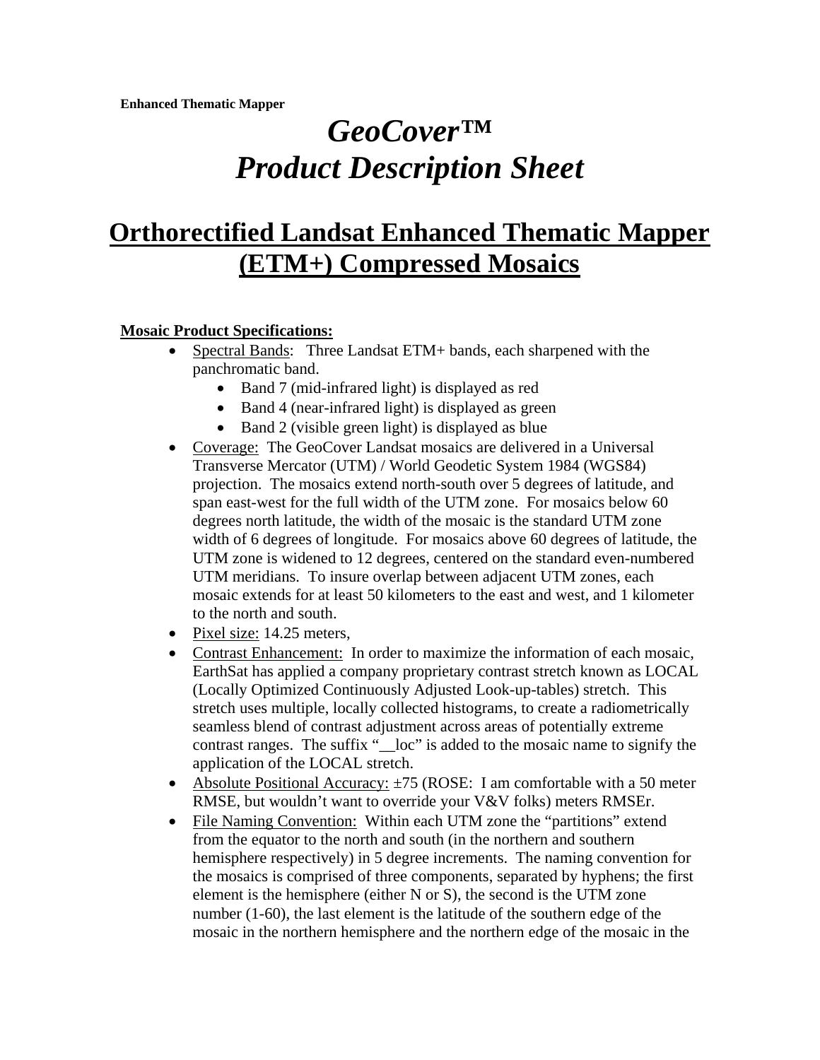**Enhanced Thematic Mapper**

# *GeoCover™*
# *Product Description Sheet*

## Orthorectified Landsat Enhanced Thematic Mapper (ETM+) Compressed Mosaics

**Mosaic Product Specifications:**

- Spectral Bands: Three Landsat ETM+ bands, each sharpened with the panchromatic band.
  - Band 7 (mid-infrared light) is displayed as red
  - Band 4 (near-infrared light) is displayed as green
  - Band 2 (visible green light) is displayed as blue
- Coverage: The GeoCover Landsat mosaics are delivered in a Universal Transverse Mercator (UTM) / World Geodetic System 1984 (WGS84) projection. The mosaics extend north-south over 5 degrees of latitude, and span east-west for the full width of the UTM zone. For mosaics below 60 degrees north latitude, the width of the mosaic is the standard UTM zone width of 6 degrees of longitude. For mosaics above 60 degrees of latitude, the UTM zone is widened to 12 degrees, centered on the standard even-numbered UTM meridians. To insure overlap between adjacent UTM zones, each mosaic extends for at least 50 kilometers to the east and west, and 1 kilometer to the north and south.
- Pixel size: 14.25 meters,
- Contrast Enhancement: In order to maximize the information of each mosaic, EarthSat has applied a company proprietary contrast stretch known as LOCAL (Locally Optimized Continuously Adjusted Look-up-tables) stretch. This stretch uses multiple, locally collected histograms, to create a radiometrically seamless blend of contrast adjustment across areas of potentially extreme contrast ranges. The suffix "__loc" is added to the mosaic name to signify the application of the LOCAL stretch.
- Absolute Positional Accuracy: ±75 (ROSE: I am comfortable with a 50 meter RMSE, but wouldn't want to override your V&V folks) meters RMSEr.
- File Naming Convention: Within each UTM zone the "partitions" extend from the equator to the north and south (in the northern and southern hemisphere respectively) in 5 degree increments. The naming convention for the mosaics is comprised of three components, separated by hyphens; the first element is the hemisphere (either N or S), the second is the UTM zone number (1-60), the last element is the latitude of the southern edge of the mosaic in the northern hemisphere and the northern edge of the mosaic in the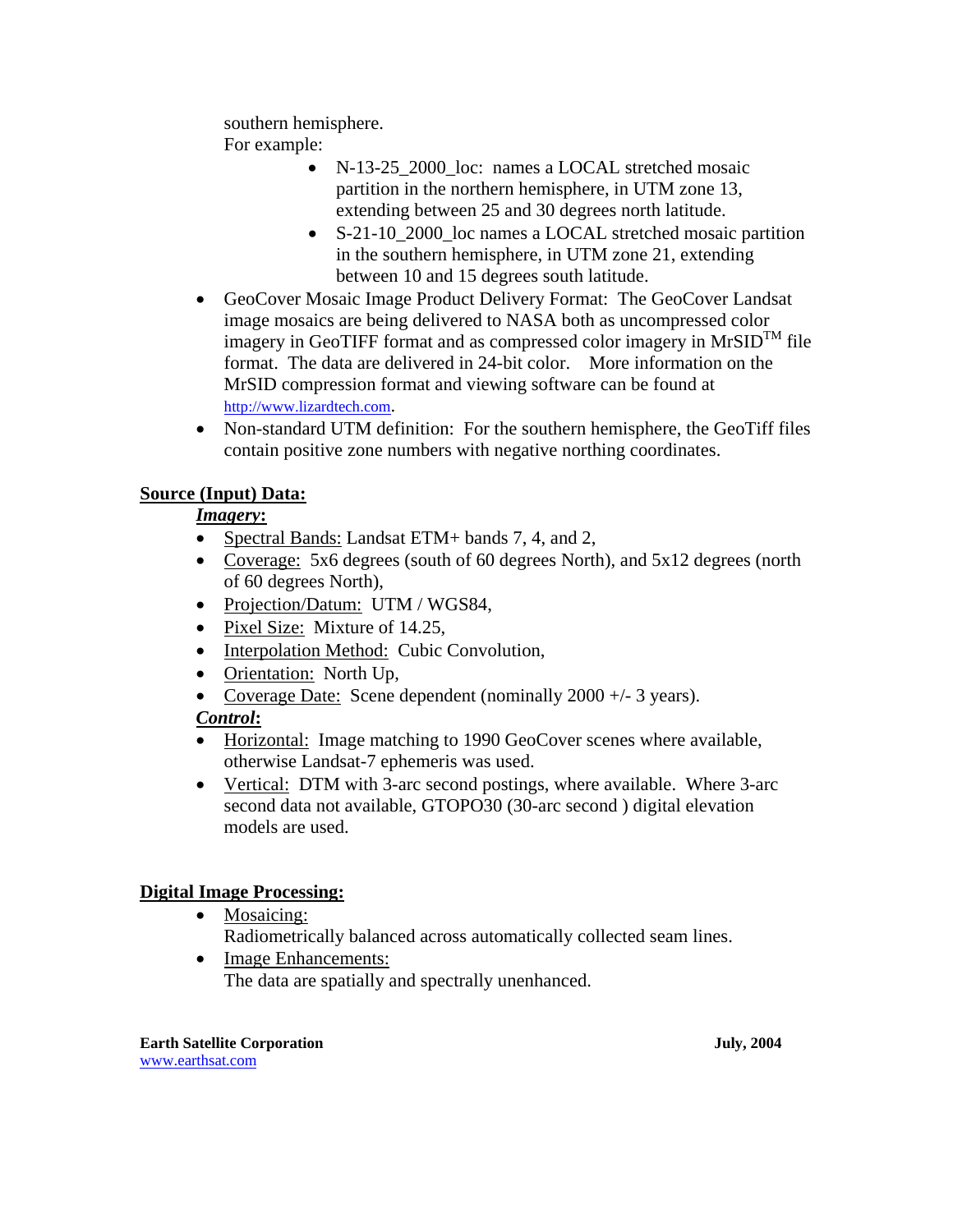southern hemisphere.
For example:

- N-13-25_2000_loc: names a LOCAL stretched mosaic partition in the northern hemisphere, in UTM zone 13, extending between 25 and 30 degrees north latitude.
- S-21-10_2000_loc names a LOCAL stretched mosaic partition in the southern hemisphere, in UTM zone 21, extending between 10 and 15 degrees south latitude.

- GeoCover Mosaic Image Product Delivery Format: The GeoCover Landsat image mosaics are being delivered to NASA both as uncompressed color imagery in GeoTIFF format and as compressed color imagery in MrSID™ file format. The data are delivered in 24-bit color. More information on the MrSID compression format and viewing software can be found at http://www.lizardtech.com.
- Non-standard UTM definition: For the southern hemisphere, the GeoTiff files contain positive zone numbers with negative northing coordinates.

## Source (Input) Data:

### *Imagery*:

- Spectral Bands: Landsat ETM+ bands 7, 4, and 2,
- Coverage: 5x6 degrees (south of 60 degrees North), and 5x12 degrees (north of 60 degrees North),
- Projection/Datum: UTM / WGS84,
- Pixel Size: Mixture of 14.25,
- Interpolation Method: Cubic Convolution,
- Orientation: North Up,
- Coverage Date: Scene dependent (nominally 2000 +/- 3 years).

### *Control*:

- Horizontal: Image matching to 1990 GeoCover scenes where available, otherwise Landsat-7 ephemeris was used.
- Vertical: DTM with 3-arc second postings, where available. Where 3-arc second data not available, GTOPO30 (30-arc second ) digital elevation models are used.

## Digital Image Processing:

- Mosaicing:
  Radiometrically balanced across automatically collected seam lines.
- Image Enhancements:
  The data are spatially and spectrally unenhanced.